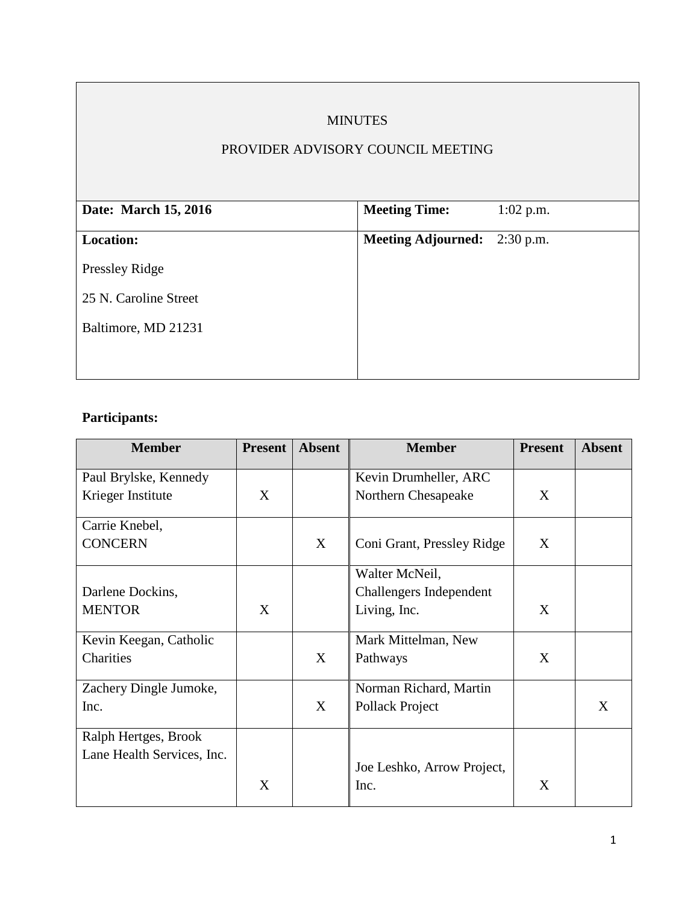# MINUTES

## PROVIDER ADVISORY COUNCIL MEETING

| | |
|---|---|
| **Date: March 15, 2016** | **Meeting Time:** 1:02 p.m. |
| **Location:**<br>Pressley Ridge<br>25 N. Caroline Street<br>Baltimore, MD 21231 | **Meeting Adjourned:** 2:30 p.m. |

**Participants:**

| Member | Present | Absent | Member | Present | Absent |
|---|---|---|---|---|---|
| Paul Brylske, Kennedy Krieger Institute | X | | Kevin Drumheller, ARC Northern Chesapeake | X | |
| Carrie Knebel, CONCERN | | X | Coni Grant, Pressley Ridge | X | |
| Darlene Dockins, MENTOR | X | | Walter McNeil, Challengers Independent Living, Inc. | X | |
| Kevin Keegan, Catholic Charities | | X | Mark Mittelman, New Pathways | X | |
| Zachery Dingle Jumoke, Inc. | | X | Norman Richard, Martin Pollack Project | | X |
| Ralph Hertges, Brook Lane Health Services, Inc. | X | | Joe Leshko, Arrow Project, Inc. | X | |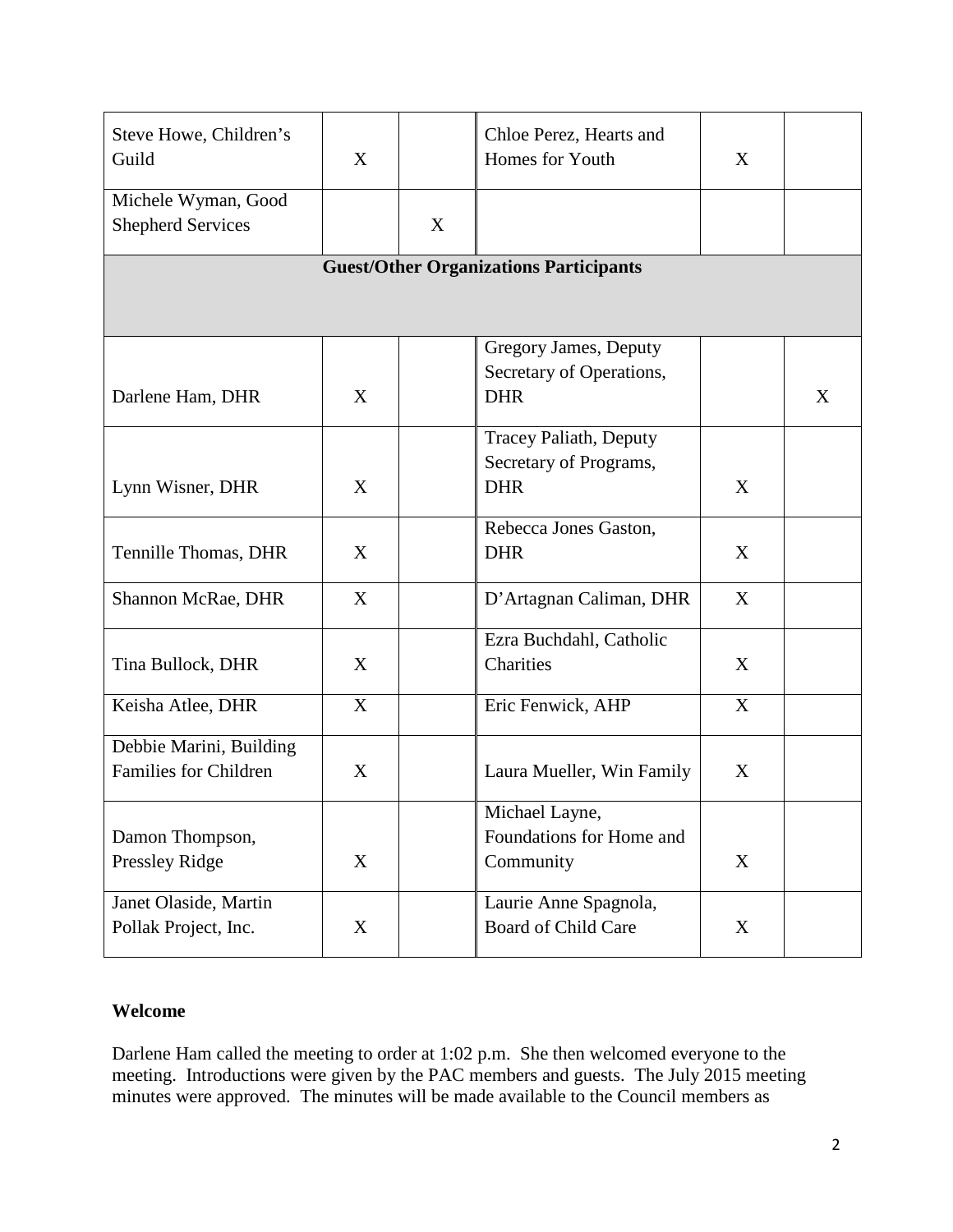| | | | | | |
|---|---|---|---|---|---|
| Steve Howe, Children's Guild | X | | Chloe Perez, Hearts and Homes for Youth | X | |
| Michele Wyman, Good Shepherd Services | | X | | | |
| **Guest/Other Organizations Participants** | | | | | |
| Darlene Ham, DHR | X | | Gregory James, Deputy Secretary of Operations, DHR | | X |
| Lynn Wisner, DHR | X | | Tracey Paliath, Deputy Secretary of Programs, DHR | X | |
| Tennille Thomas, DHR | X | | Rebecca Jones Gaston, DHR | X | |
| Shannon McRae, DHR | X | | D'Artagnan Caliman, DHR | X | |
| Tina Bullock, DHR | X | | Ezra Buchdahl, Catholic Charities | X | |
| Keisha Atlee, DHR | X | | Eric Fenwick, AHP | X | |
| Debbie Marini, Building Families for Children | X | | Laura Mueller, Win Family | X | |
| Damon Thompson, Pressley Ridge | X | | Michael Layne, Foundations for Home and Community | X | |
| Janet Olaside, Martin Pollak Project, Inc. | X | | Laurie Anne Spagnola, Board of Child Care | X | |

**Welcome**

Darlene Ham called the meeting to order at 1:02 p.m. She then welcomed everyone to the meeting. Introductions were given by the PAC members and guests. The July 2015 meeting minutes were approved. The minutes will be made available to the Council members as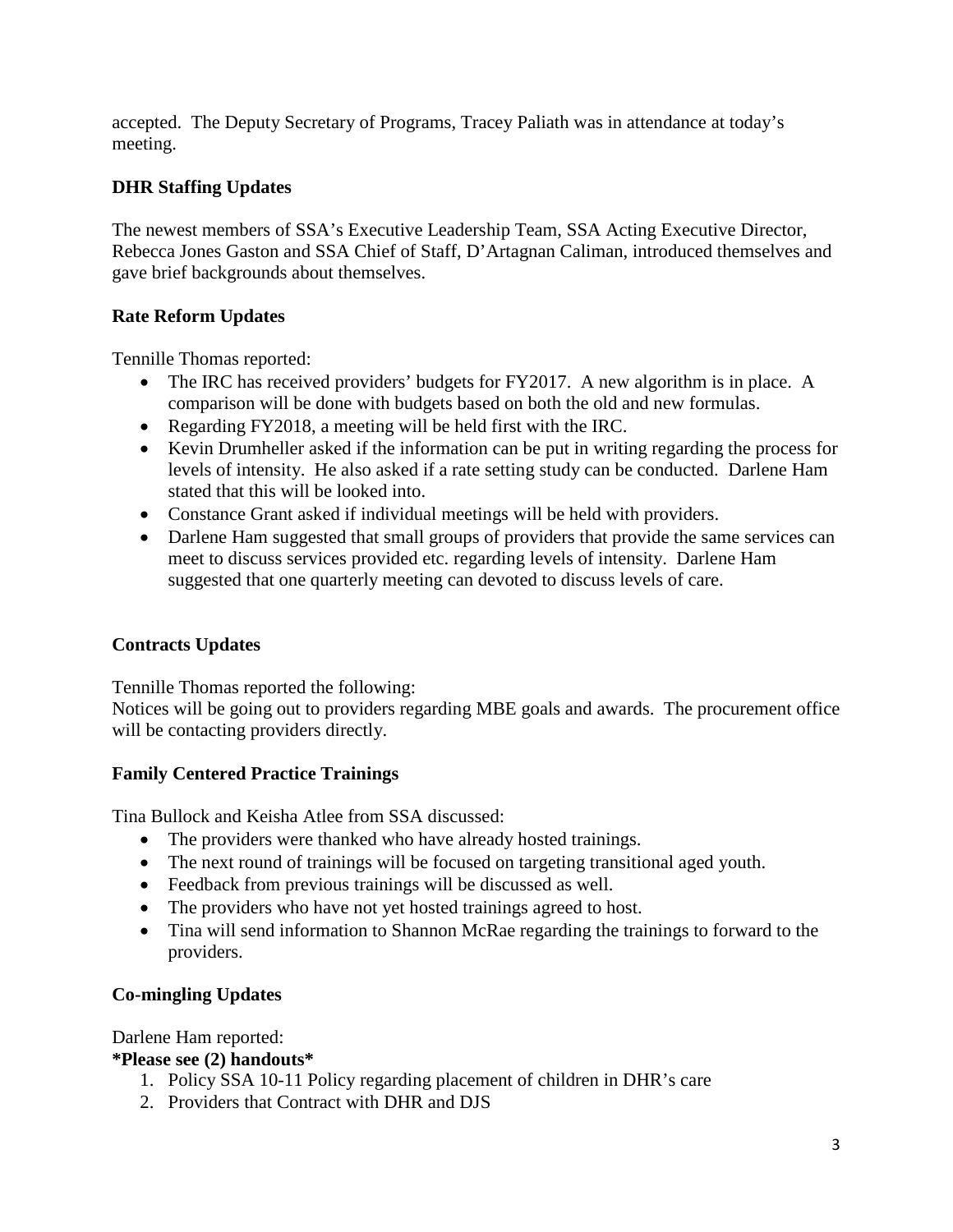accepted. The Deputy Secretary of Programs, Tracey Paliath was in attendance at today's meeting.

**DHR Staffing Updates**

The newest members of SSA's Executive Leadership Team, SSA Acting Executive Director, Rebecca Jones Gaston and SSA Chief of Staff, D'Artagnan Caliman, introduced themselves and gave brief backgrounds about themselves.

**Rate Reform Updates**

Tennille Thomas reported:

- The IRC has received providers' budgets for FY2017. A new algorithm is in place. A comparison will be done with budgets based on both the old and new formulas.
- Regarding FY2018, a meeting will be held first with the IRC.
- Kevin Drumheller asked if the information can be put in writing regarding the process for levels of intensity. He also asked if a rate setting study can be conducted. Darlene Ham stated that this will be looked into.
- Constance Grant asked if individual meetings will be held with providers.
- Darlene Ham suggested that small groups of providers that provide the same services can meet to discuss services provided etc. regarding levels of intensity. Darlene Ham suggested that one quarterly meeting can devoted to discuss levels of care.

**Contracts Updates**

Tennille Thomas reported the following:
Notices will be going out to providers regarding MBE goals and awards. The procurement office will be contacting providers directly.

**Family Centered Practice Trainings**

Tina Bullock and Keisha Atlee from SSA discussed:

- The providers were thanked who have already hosted trainings.
- The next round of trainings will be focused on targeting transitional aged youth.
- Feedback from previous trainings will be discussed as well.
- The providers who have not yet hosted trainings agreed to host.
- Tina will send information to Shannon McRae regarding the trainings to forward to the providers.

**Co-mingling Updates**

Darlene Ham reported:
**\*Please see (2) handouts\***

1. Policy SSA 10-11 Policy regarding placement of children in DHR's care
2. Providers that Contract with DHR and DJS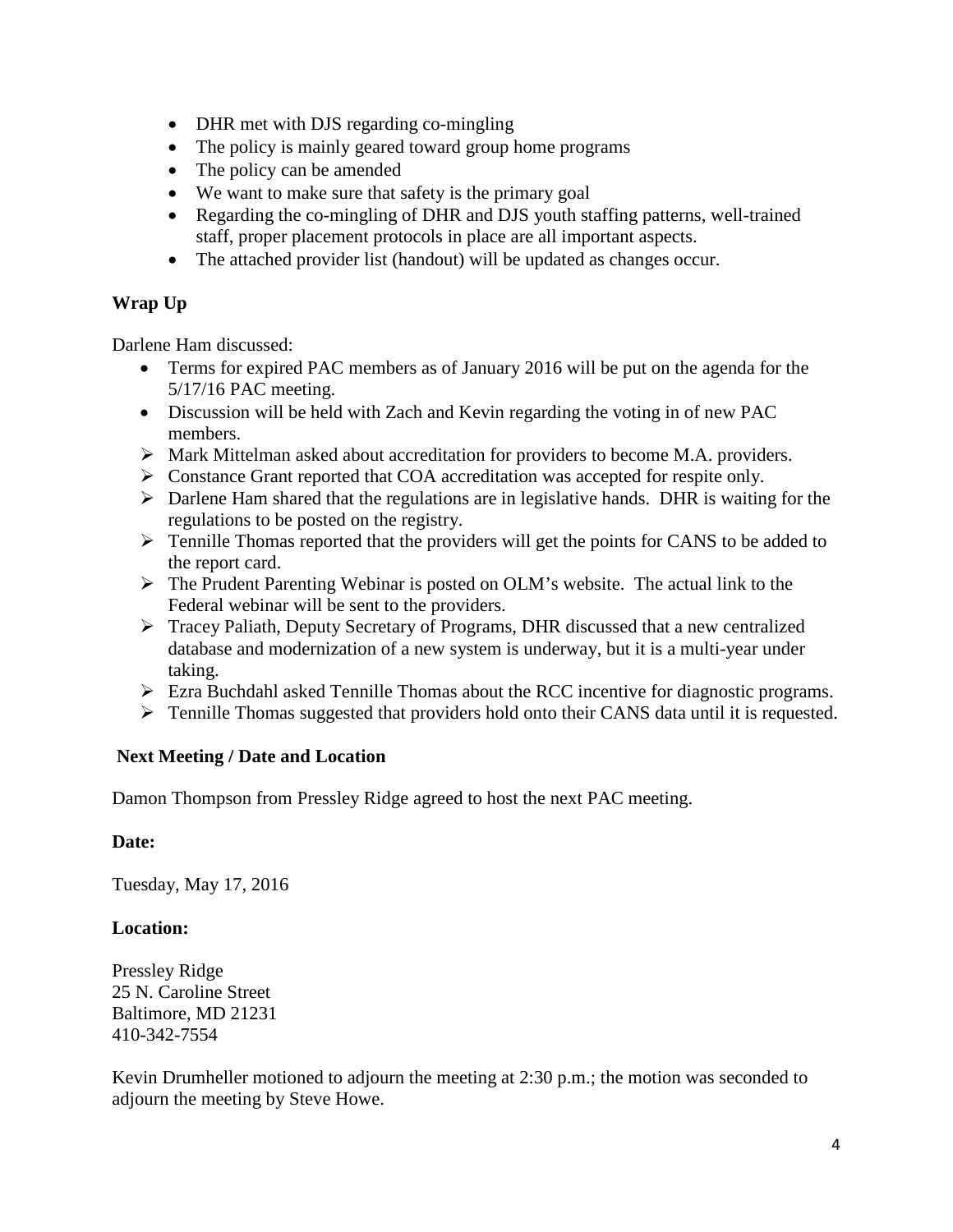- DHR met with DJS regarding co-mingling
- The policy is mainly geared toward group home programs
- The policy can be amended
- We want to make sure that safety is the primary goal
- Regarding the co-mingling of DHR and DJS youth staffing patterns, well-trained staff, proper placement protocols in place are all important aspects.
- The attached provider list (handout) will be updated as changes occur.

**Wrap Up**

Darlene Ham discussed:

- Terms for expired PAC members as of January 2016 will be put on the agenda for the 5/17/16 PAC meeting.
- Discussion will be held with Zach and Kevin regarding the voting in of new PAC members.
- Mark Mittelman asked about accreditation for providers to become M.A. providers.
- Constance Grant reported that COA accreditation was accepted for respite only.
- Darlene Ham shared that the regulations are in legislative hands. DHR is waiting for the regulations to be posted on the registry.
- Tennille Thomas reported that the providers will get the points for CANS to be added to the report card.
- The Prudent Parenting Webinar is posted on OLM's website. The actual link to the Federal webinar will be sent to the providers.
- Tracey Paliath, Deputy Secretary of Programs, DHR discussed that a new centralized database and modernization of a new system is underway, but it is a multi-year under taking.
- Ezra Buchdahl asked Tennille Thomas about the RCC incentive for diagnostic programs.
- Tennille Thomas suggested that providers hold onto their CANS data until it is requested.

**Next Meeting / Date and Location**

Damon Thompson from Pressley Ridge agreed to host the next PAC meeting.

**Date:**

Tuesday, May 17, 2016

**Location:**

Pressley Ridge
25 N. Caroline Street
Baltimore, MD 21231
410-342-7554

Kevin Drumheller motioned to adjourn the meeting at 2:30 p.m.; the motion was seconded to adjourn the meeting by Steve Howe.